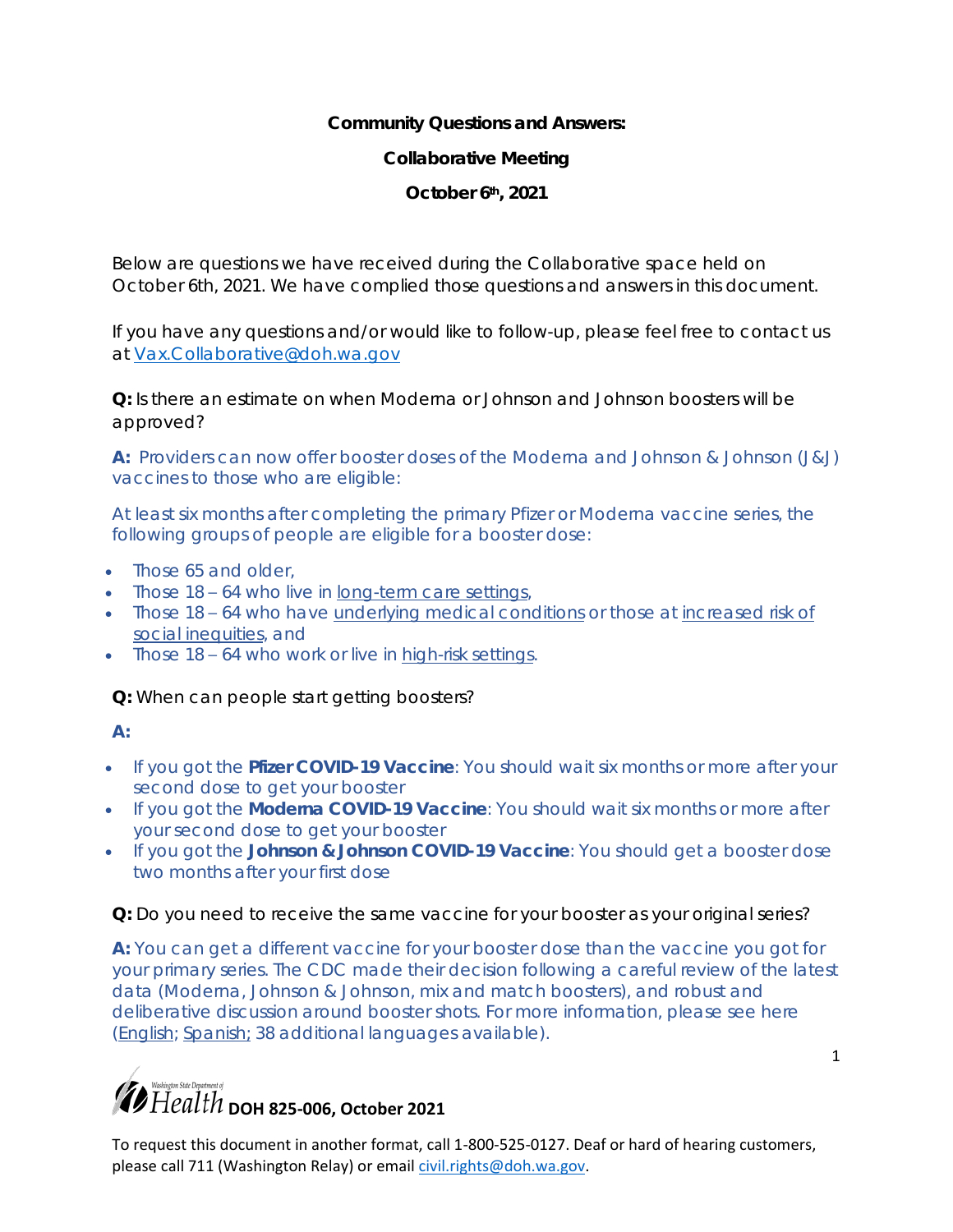**Community Questions and Answers:**

**Collaborative Meeting**

**October 6th, 2021**

Below are questions we have received during the Collaborative space held on October 6th, 2021. We have complied those questions and answers in this document.

If you have any questions and/or would like to follow-up, please feel free to contact us at Vax.Collaborative@doh.wa.gov

**Q:** Is there an estimate on when Moderna or Johnson and Johnson boosters will be approved?

**A:** Providers can now offer booster doses of the Moderna and Johnson & Johnson (J&J) vaccines to those who are eligible:

At least six months after completing the primary Pfizer or Moderna vaccine series, the following groups of people are eligible for a booster dose:

- Those 65 and older,
- Those 18 – 64 who live in long-term care settings,
- Those 18 – 64 who have underlying medical conditions or those at increased risk of social inequities, and
- Those 18 – 64 who work or live in high-risk settings.

**Q:** When can people start getting boosters?

**A:**

- If you got the **Pfizer COVID-19 Vaccine**: You should wait six months or more after your second dose to get your booster
- If you got the **Moderna COVID-19 Vaccine**: You should wait six months or more after your second dose to get your booster
- If you got the **Johnson & Johnson COVID-19 Vaccine**: You should get a booster dose two months after your first dose

**Q:** Do you need to receive the same vaccine for your booster as your original series?

**A:** You can get a different vaccine for your booster dose than the vaccine you got for your primary series. The CDC made their decision following a careful review of the latest data (Moderna, Johnson & Johnson, mix and match boosters), and robust and deliberative discussion around booster shots. For more information, please see here (English; Spanish; 38 additional languages available).

DOH 825-006, October 2021

To request this document in another format, call 1-800-525-0127. Deaf or hard of hearing customers, please call 711 (Washington Relay) or email civil.rights@doh.wa.gov.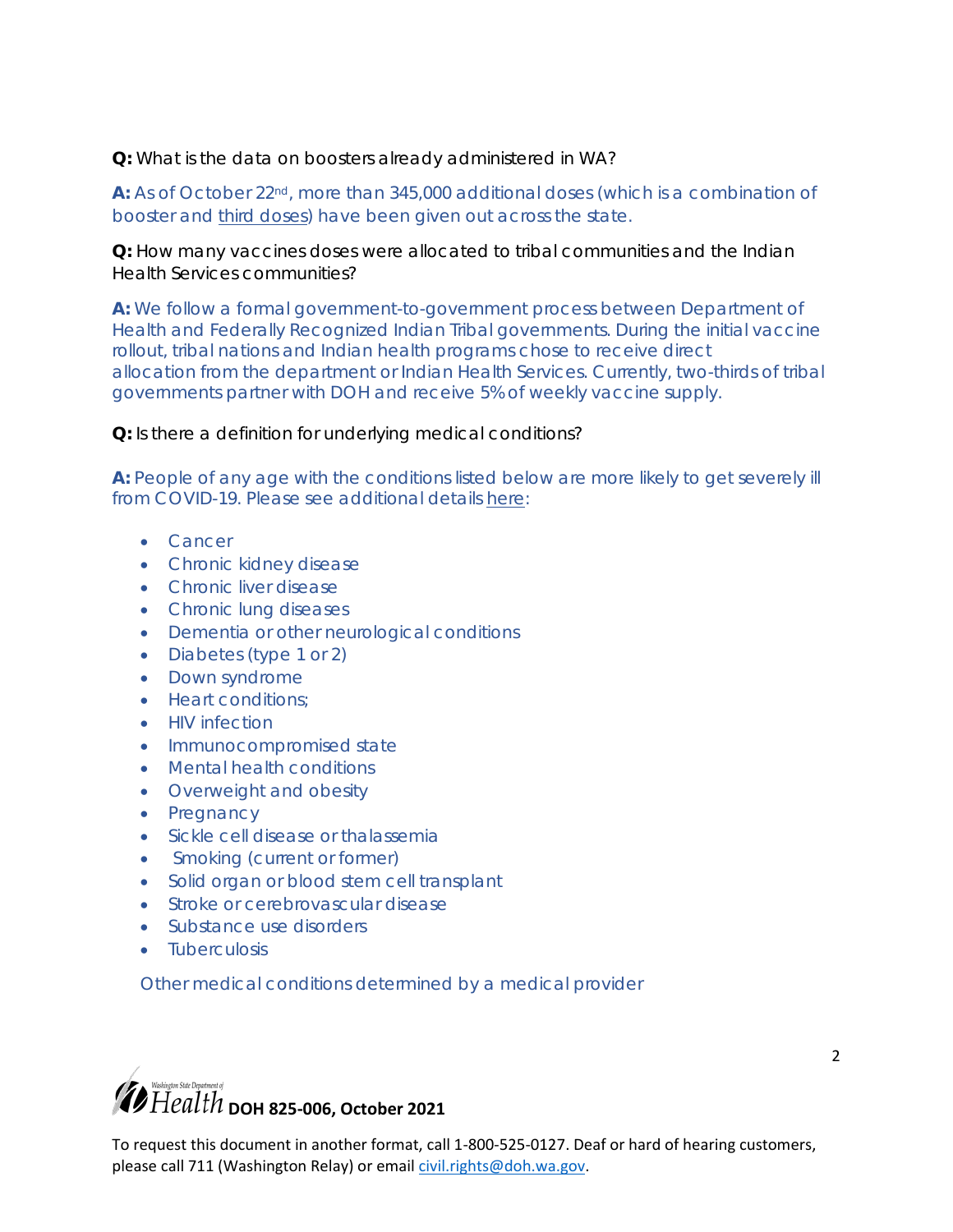**Q:** What is the data on boosters already administered in WA?

**A:** As of October 22nd, more than 345,000 additional doses (which is a combination of booster and third doses) have been given out across the state.

**Q:** How many vaccines doses were allocated to tribal communities and the Indian Health Services communities?

**A:** We follow a formal government-to-government process between Department of Health and Federally Recognized Indian Tribal governments. During the initial vaccine rollout, tribal nations and Indian health programs chose to receive direct allocation from the department or Indian Health Services. Currently, two-thirds of tribal governments partner with DOH and receive 5% of weekly vaccine supply.

**Q:** Is there a definition for underlying medical conditions?

**A:** People of any age with the conditions listed below are more likely to get severely ill from COVID-19. Please see additional details here:

- Cancer
- Chronic kidney disease
- Chronic liver disease
- Chronic lung diseases
- Dementia or other neurological conditions
- Diabetes (type 1 or 2)
- Down syndrome
- Heart conditions;
- HIV infection
- Immunocompromised state
- Mental health conditions
- Overweight and obesity
- Pregnancy
- Sickle cell disease or thalassemia
- Smoking (current or former)
- Solid organ or blood stem cell transplant
- Stroke or cerebrovascular disease
- Substance use disorders
- Tuberculosis

Other medical conditions determined by a medical provider

**DOH 825-006, October 2021**

To request this document in another format, call 1-800-525-0127. Deaf or hard of hearing customers, please call 711 (Washington Relay) or email civil.rights@doh.wa.gov.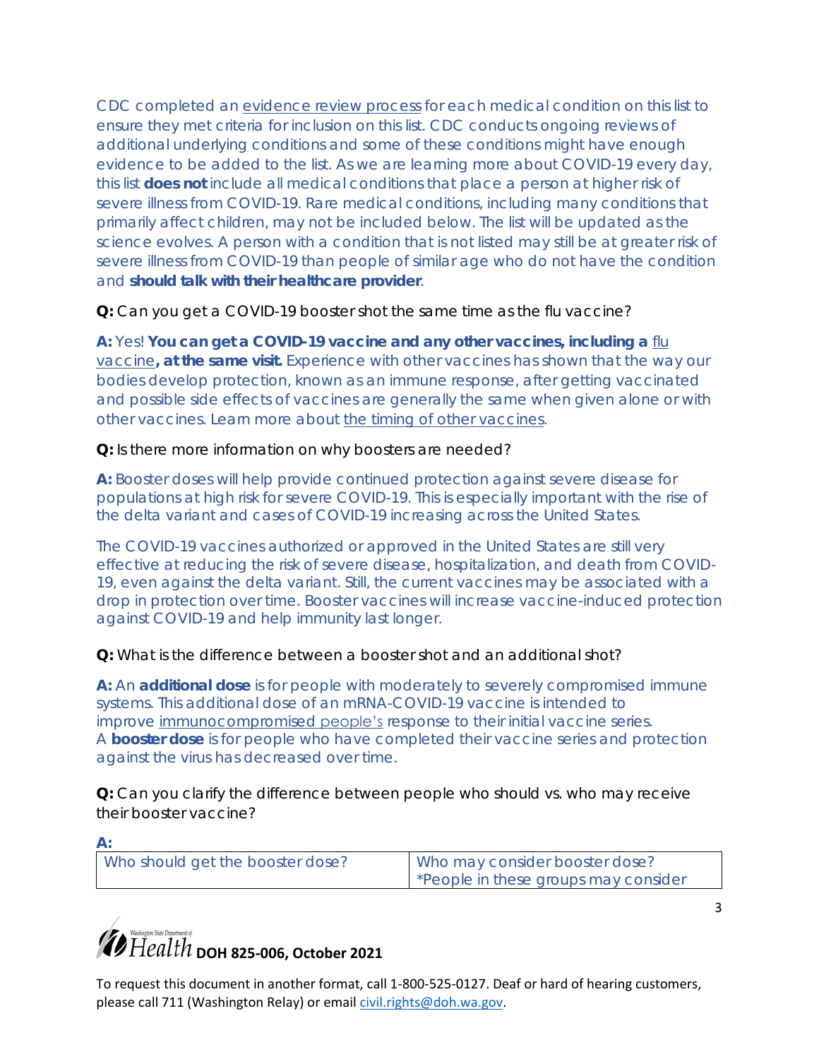CDC completed an evidence review process for each medical condition on this list to ensure they met criteria for inclusion on this list. CDC conducts ongoing reviews of additional underlying conditions and some of these conditions might have enough evidence to be added to the list. As we are learning more about COVID-19 every day, this list **does not** include all medical conditions that place a person at higher risk of severe illness from COVID-19. Rare medical conditions, including many conditions that primarily affect children, may not be included below. The list will be updated as the science evolves. A person with a condition that is not listed may still be at greater risk of severe illness from COVID-19 than people of similar age who do not have the condition and **should talk with their healthcare provider**.

**Q:** Can you get a COVID-19 booster shot the same time as the flu vaccine?

**A:** Yes! **You can get a COVID-19 vaccine and any other vaccines, including a flu vaccine, at the same visit.** Experience with other vaccines has shown that the way our bodies develop protection, known as an immune response, after getting vaccinated and possible side effects of vaccines are generally the same when given alone or with other vaccines. Learn more about the timing of other vaccines.

**Q:** Is there more information on why boosters are needed?

**A:** Booster doses will help provide continued protection against severe disease for populations at high risk for severe COVID-19. This is especially important with the rise of the delta variant and cases of COVID-19 increasing across the United States.

The COVID-19 vaccines authorized or approved in the United States are still very effective at reducing the risk of severe disease, hospitalization, and death from COVID-19, even against the delta variant. Still, the current vaccines may be associated with a drop in protection over time. Booster vaccines will increase vaccine-induced protection against COVID-19 and help immunity last longer.

**Q:** What is the difference between a booster shot and an additional shot?

**A:** An **additional dose** is for people with moderately to severely compromised immune systems. This additional dose of an mRNA-COVID-19 vaccine is intended to improve immunocompromised people's response to their initial vaccine series. A **booster dose** is for people who have completed their vaccine series and protection against the virus has decreased over time.

**Q:** Can you clarify the difference between people who should vs. who may receive their booster vaccine?

**A:**

| Who should get the booster dose? | Who may consider booster dose? *People in these groups may consider |
|---|---|

DOH 825-006, October 2021

To request this document in another format, call 1-800-525-0127. Deaf or hard of hearing customers, please call 711 (Washington Relay) or email civil.rights@doh.wa.gov.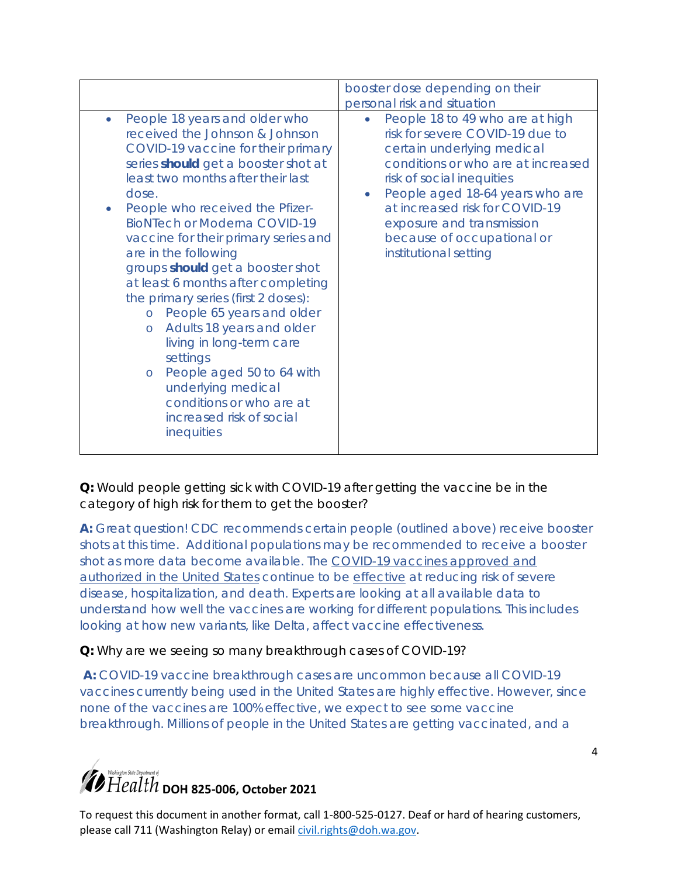| | booster dose depending on their personal risk and situation |
|---|---|
| • People 18 years and older who received the Johnson & Johnson COVID-19 vaccine for their primary series **should** get a booster shot at least two months after their last dose.<br>• People who received the Pfizer-BioNTech or Moderna COVID-19 vaccine for their primary series and are in the following groups **should** get a booster shot at least 6 months after completing the primary series (first 2 doses):<br>  o People 65 years and older<br>  o Adults 18 years and older living in long-term care settings<br>  o People aged 50 to 64 with underlying medical conditions or who are at increased risk of social inequities | • People 18 to 49 who are at high risk for severe COVID-19 due to certain underlying medical conditions or who are at increased risk of social inequities<br>• People aged 18-64 years who are at increased risk for COVID-19 exposure and transmission because of occupational or institutional setting |

**Q:** Would people getting sick with COVID-19 after getting the vaccine be in the category of high risk for them to get the booster?

**A:** Great question! CDC recommends certain people (outlined above) receive booster shots at this time. Additional populations may be recommended to receive a booster shot as more data become available. The COVID-19 vaccines approved and authorized in the United States continue to be effective at reducing risk of severe disease, hospitalization, and death. Experts are looking at all available data to understand how well the vaccines are working for different populations. This includes looking at how new variants, like Delta, affect vaccine effectiveness.

**Q:** Why are we seeing so many breakthrough cases of COVID-19?

**A:** COVID-19 vaccine breakthrough cases are uncommon because all COVID-19 vaccines currently being used in the United States are highly effective. However, since none of the vaccines are 100% effective, we expect to see some vaccine breakthrough. Millions of people in the United States are getting vaccinated, and a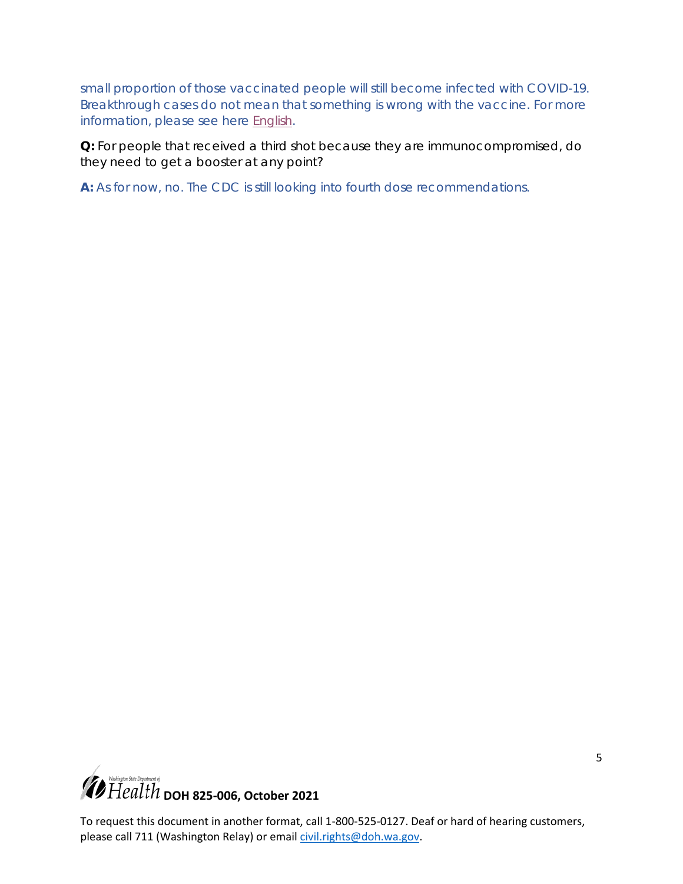small proportion of those vaccinated people will still become infected with COVID-19. Breakthrough cases do not mean that something is wrong with the vaccine. For more information, please see here English.

**Q:** For people that received a third shot because they are immunocompromised, do they need to get a booster at any point?

**A:** As for now, no. The CDC is still looking into fourth dose recommendations.

Washington State Department of Health **DOH 825-006, October 2021**

To request this document in another format, call 1-800-525-0127. Deaf or hard of hearing customers, please call 711 (Washington Relay) or email civil.rights@doh.wa.gov.